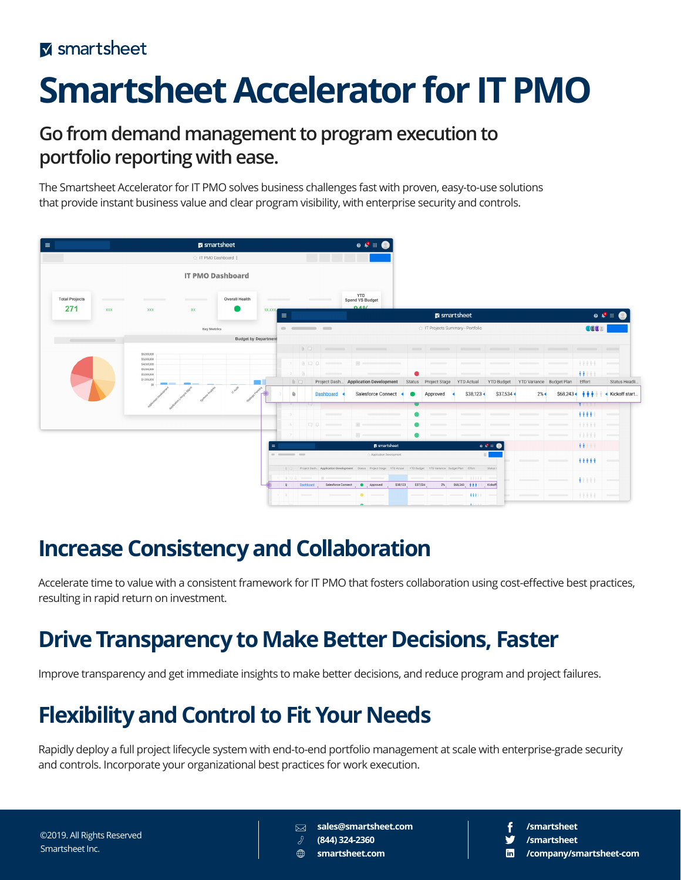smartsheet

# Smartsheet Accelerator for IT PMO

## Go from demand management to program execution to portfolio reporting with ease.

The Smartsheet Accelerator for IT PMO solves business challenges fast with proven, easy-to-use solutions that provide instant business value and clear program visibility, with enterprise security and controls.

## Increase Consistency and Collaboration

Accelerate time to value with a consistent framework for IT PMO that fosters collaboration using cost-effective best practices, resulting in rapid return on investment.

## Drive Transparency to Make Better Decisions, Faster

Improve transparency and get immediate insights to make better decisions, and reduce program and project failures.

## Flexibility and Control to Fit Your Needs

Rapidly deploy a full project lifecycle system with end-to-end portfolio management at scale with enterprise-grade security and controls. Incorporate your organizational best practices for work execution.

©2019. All Rights Reserved
Smartsheet Inc.

sales@smartsheet.com
(844) 324-2360
smartsheet.com

/smartsheet
/smartsheet
/company/smartsheet-com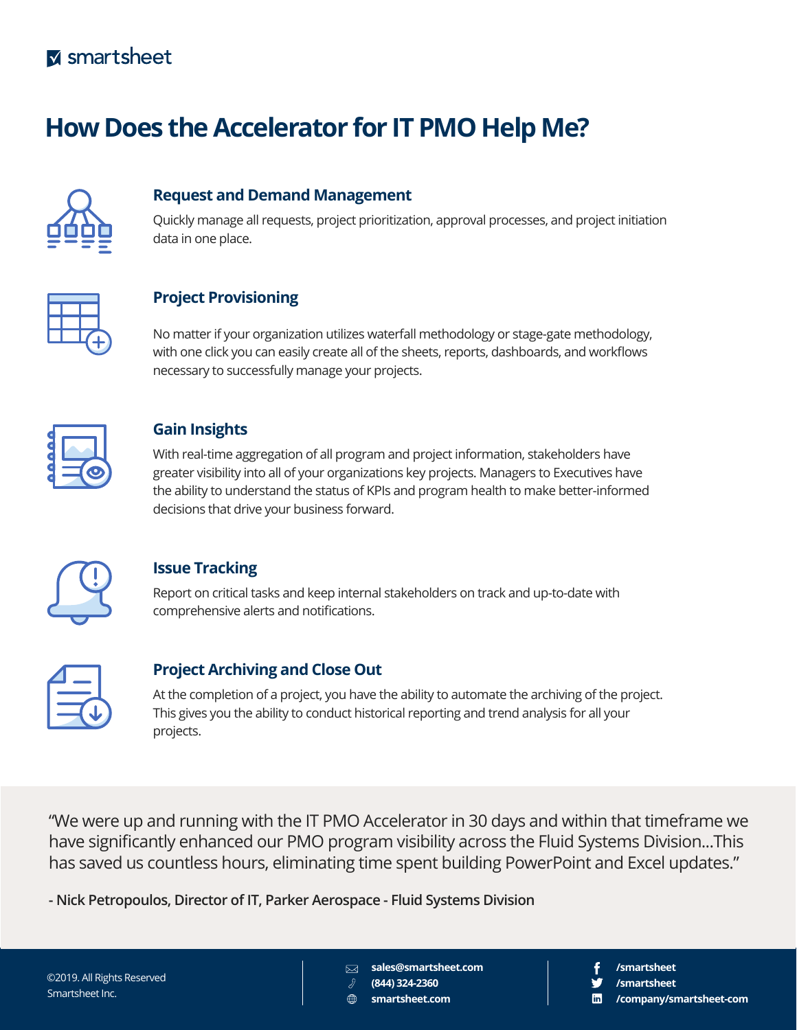smartsheet

# How Does the Accelerator for IT PMO Help Me?

### Request and Demand Management

Quickly manage all requests, project prioritization, approval processes, and project initiation data in one place.

### Project Provisioning

No matter if your organization utilizes waterfall methodology or stage-gate methodology, with one click you can easily create all of the sheets, reports, dashboards, and workflows necessary to successfully manage your projects.

### Gain Insights

With real-time aggregation of all program and project information, stakeholders have greater visibility into all of your organizations key projects. Managers to Executives have the ability to understand the status of KPIs and program health to make better-informed decisions that drive your business forward.

### Issue Tracking

Report on critical tasks and keep internal stakeholders on track and up-to-date with comprehensive alerts and notifications.

### Project Archiving and Close Out

At the completion of a project, you have the ability to automate the archiving of the project. This gives you the ability to conduct historical reporting and trend analysis for all your projects.

"We were up and running with the IT PMO Accelerator in 30 days and within that timeframe we have significantly enhanced our PMO program visibility across the Fluid Systems Division...This has saved us countless hours, eliminating time spent building PowerPoint and Excel updates."

**- Nick Petropoulos, Director of IT, Parker Aerospace - Fluid Systems Division**

©2019. All Rights Reserved
Smartsheet Inc.

**sales@smartsheet.com**
**(844) 324-2360**
**smartsheet.com**

**/smartsheet**
**/smartsheet**
**/company/smartsheet-com**